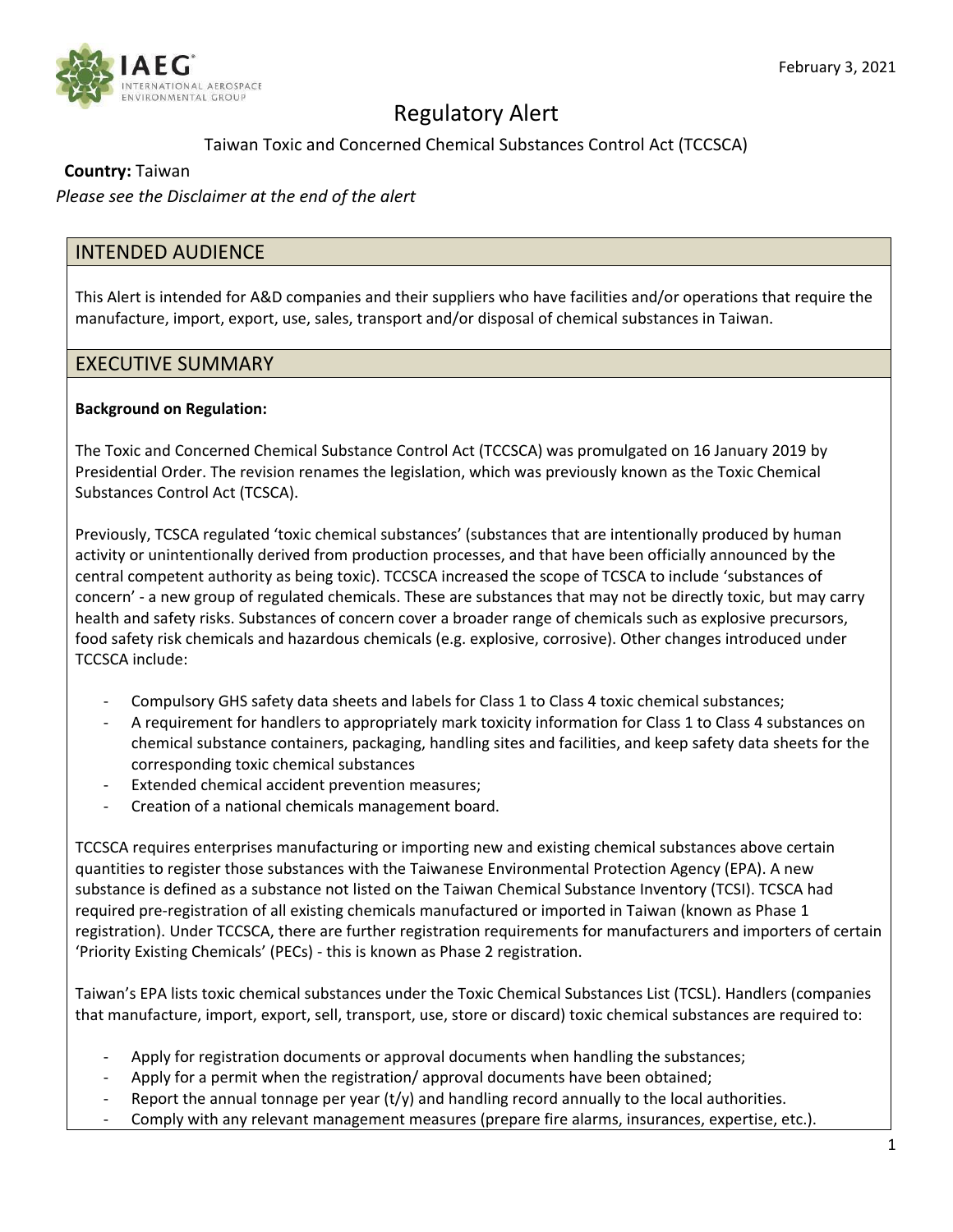February 3, 2021

# Regulatory Alert

Taiwan Toxic and Concerned Chemical Substances Control Act (TCCSCA)

**Country:** Taiwan

*Please see the Disclaimer at the end of the alert*

## INTENDED AUDIENCE

This Alert is intended for A&D companies and their suppliers who have facilities and/or operations that require the manufacture, import, export, use, sales, transport and/or disposal of chemical substances in Taiwan.

## EXECUTIVE SUMMARY

**Background on Regulation:**

The Toxic and Concerned Chemical Substance Control Act (TCCSCA) was promulgated on 16 January 2019 by Presidential Order. The revision renames the legislation, which was previously known as the Toxic Chemical Substances Control Act (TCSCA).

Previously, TCSCA regulated 'toxic chemical substances' (substances that are intentionally produced by human activity or unintentionally derived from production processes, and that have been officially announced by the central competent authority as being toxic). TCCSCA increased the scope of TCSCA to include 'substances of concern' - a new group of regulated chemicals. These are substances that may not be directly toxic, but may carry health and safety risks. Substances of concern cover a broader range of chemicals such as explosive precursors, food safety risk chemicals and hazardous chemicals (e.g. explosive, corrosive). Other changes introduced under TCCSCA include:

- Compulsory GHS safety data sheets and labels for Class 1 to Class 4 toxic chemical substances;
- A requirement for handlers to appropriately mark toxicity information for Class 1 to Class 4 substances on chemical substance containers, packaging, handling sites and facilities, and keep safety data sheets for the corresponding toxic chemical substances
- Extended chemical accident prevention measures;
- Creation of a national chemicals management board.

TCCSCA requires enterprises manufacturing or importing new and existing chemical substances above certain quantities to register those substances with the Taiwanese Environmental Protection Agency (EPA). A new substance is defined as a substance not listed on the Taiwan Chemical Substance Inventory (TCSI). TCSCA had required pre-registration of all existing chemicals manufactured or imported in Taiwan (known as Phase 1 registration). Under TCCSCA, there are further registration requirements for manufacturers and importers of certain 'Priority Existing Chemicals' (PECs) - this is known as Phase 2 registration.

Taiwan's EPA lists toxic chemical substances under the Toxic Chemical Substances List (TCSL). Handlers (companies that manufacture, import, export, sell, transport, use, store or discard) toxic chemical substances are required to:

- Apply for registration documents or approval documents when handling the substances;
- Apply for a permit when the registration/ approval documents have been obtained;
- Report the annual tonnage per year (t/y) and handling record annually to the local authorities.
- Comply with any relevant management measures (prepare fire alarms, insurances, expertise, etc.).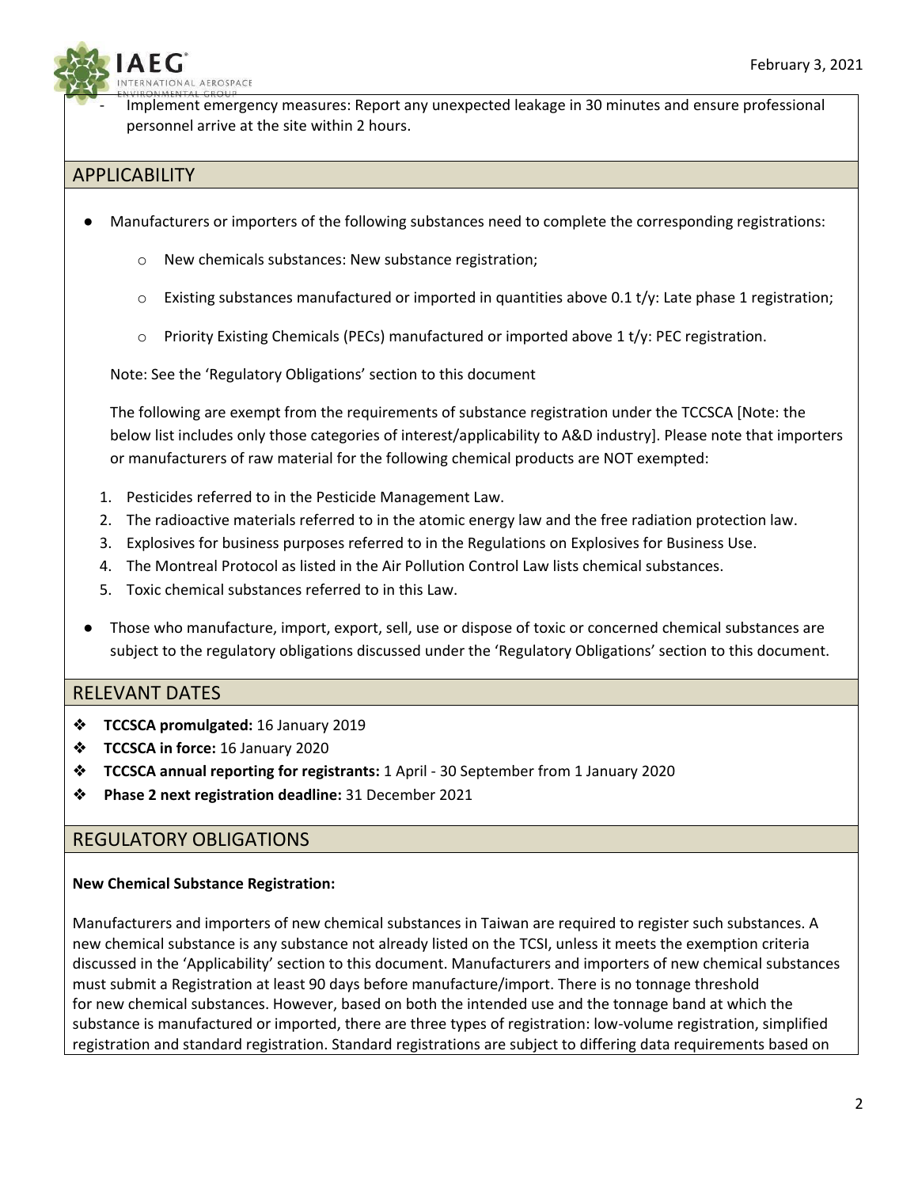- Implement emergency measures: Report any unexpected leakage in 30 minutes and ensure professional personnel arrive at the site within 2 hours.

## APPLICABILITY

- Manufacturers or importers of the following substances need to complete the corresponding registrations:
  - New chemicals substances: New substance registration;
  - Existing substances manufactured or imported in quantities above 0.1 t/y: Late phase 1 registration;
  - Priority Existing Chemicals (PECs) manufactured or imported above 1 t/y: PEC registration.

  Note: See the 'Regulatory Obligations' section to this document

  The following are exempt from the requirements of substance registration under the TCCSCA [Note: the below list includes only those categories of interest/applicability to A&D industry]. Please note that importers or manufacturers of raw material for the following chemical products are NOT exempted:

  1. Pesticides referred to in the Pesticide Management Law.
  2. The radioactive materials referred to in the atomic energy law and the free radiation protection law.
  3. Explosives for business purposes referred to in the Regulations on Explosives for Business Use.
  4. The Montreal Protocol as listed in the Air Pollution Control Law lists chemical substances.
  5. Toxic chemical substances referred to in this Law.

- Those who manufacture, import, export, sell, use or dispose of toxic or concerned chemical substances are subject to the regulatory obligations discussed under the 'Regulatory Obligations' section to this document.

## RELEVANT DATES

- **TCCSCA promulgated:** 16 January 2019
- **TCCSCA in force:** 16 January 2020
- **TCCSCA annual reporting for registrants:** 1 April - 30 September from 1 January 2020
- **Phase 2 next registration deadline:** 31 December 2021

## REGULATORY OBLIGATIONS

**New Chemical Substance Registration:**

Manufacturers and importers of new chemical substances in Taiwan are required to register such substances. A new chemical substance is any substance not already listed on the TCSI, unless it meets the exemption criteria discussed in the 'Applicability' section to this document. Manufacturers and importers of new chemical substances must submit a Registration at least 90 days before manufacture/import. There is no tonnage threshold for new chemical substances. However, based on both the intended use and the tonnage band at which the substance is manufactured or imported, there are three types of registration: low-volume registration, simplified registration and standard registration. Standard registrations are subject to differing data requirements based on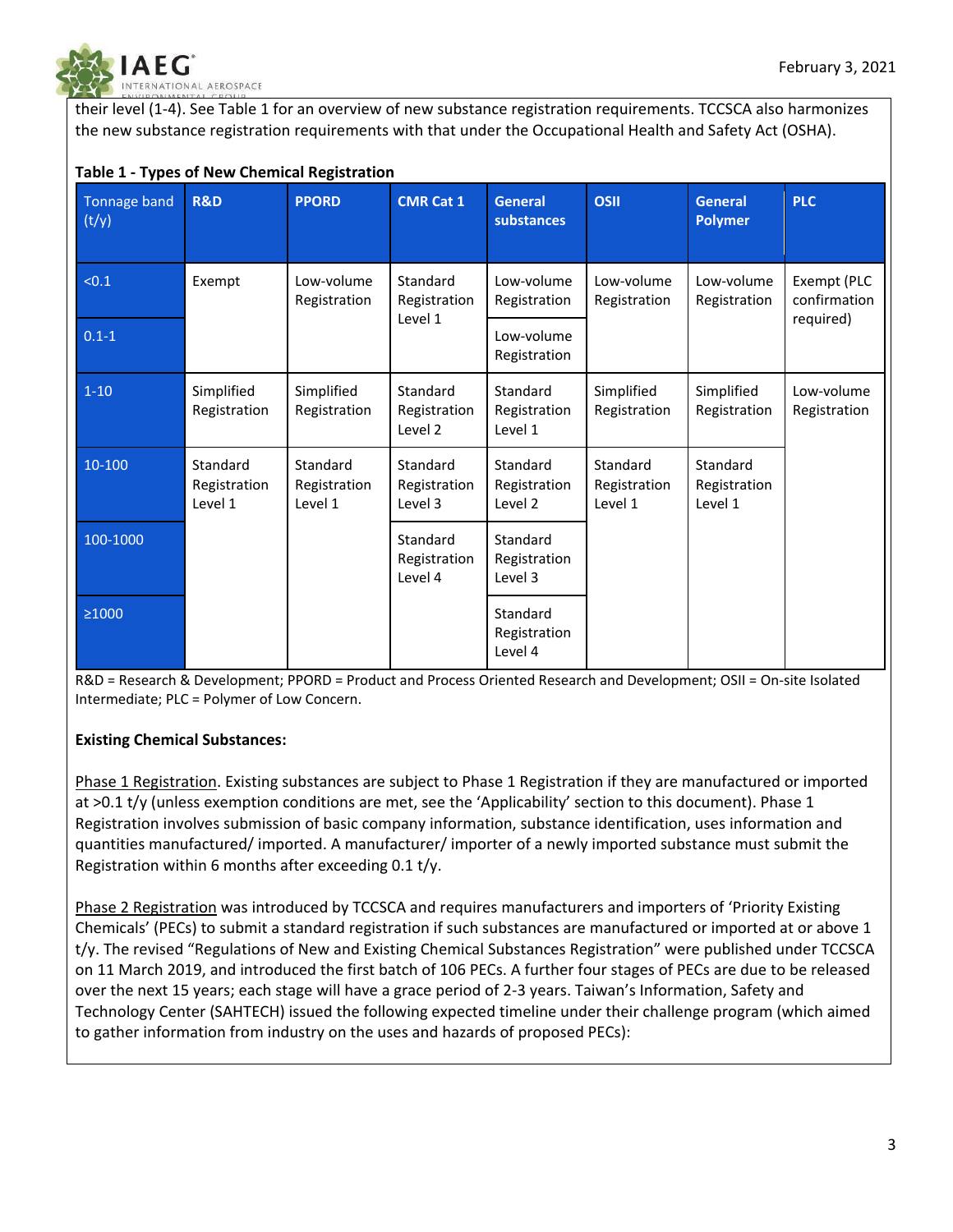their level (1-4). See Table 1 for an overview of new substance registration requirements. TCCSCA also harmonizes the new substance registration requirements with that under the Occupational Health and Safety Act (OSHA).

**Table 1 - Types of New Chemical Registration**

| Tonnage band (t/y) | R&D | PPORD | CMR Cat 1 | General substances | OSII | General Polymer | PLC |
|---|---|---|---|---|---|---|---|
| <0.1 | Exempt | Low-volume Registration | Standard Registration Level 1 | Low-volume Registration | Low-volume Registration | Low-volume Registration | Exempt (PLC confirmation required) |
| 0.1-1 | | | | Low-volume Registration | | | |
| 1-10 | Simplified Registration | Simplified Registration | Standard Registration Level 2 | Standard Registration Level 1 | Simplified Registration | Simplified Registration | Low-volume Registration |
| 10-100 | Standard Registration Level 1 | Standard Registration Level 1 | Standard Registration Level 3 | Standard Registration Level 2 | Standard Registration Level 1 | Standard Registration Level 1 | |
| 100-1000 | | | Standard Registration Level 4 | Standard Registration Level 3 | | | |
| ≥1000 | | | | Standard Registration Level 4 | | | |

R&D = Research & Development; PPORD = Product and Process Oriented Research and Development; OSII = On-site Isolated Intermediate; PLC = Polymer of Low Concern.

**Existing Chemical Substances:**

Phase 1 Registration. Existing substances are subject to Phase 1 Registration if they are manufactured or imported at >0.1 t/y (unless exemption conditions are met, see the 'Applicability' section to this document). Phase 1 Registration involves submission of basic company information, substance identification, uses information and quantities manufactured/ imported. A manufacturer/ importer of a newly imported substance must submit the Registration within 6 months after exceeding 0.1 t/y.

Phase 2 Registration was introduced by TCCSCA and requires manufacturers and importers of 'Priority Existing Chemicals' (PECs) to submit a standard registration if such substances are manufactured or imported at or above 1 t/y. The revised "Regulations of New and Existing Chemical Substances Registration" were published under TCCSCA on 11 March 2019, and introduced the first batch of 106 PECs. A further four stages of PECs are due to be released over the next 15 years; each stage will have a grace period of 2-3 years. Taiwan's Information, Safety and Technology Center (SAHTECH) issued the following expected timeline under their challenge program (which aimed to gather information from industry on the uses and hazards of proposed PECs):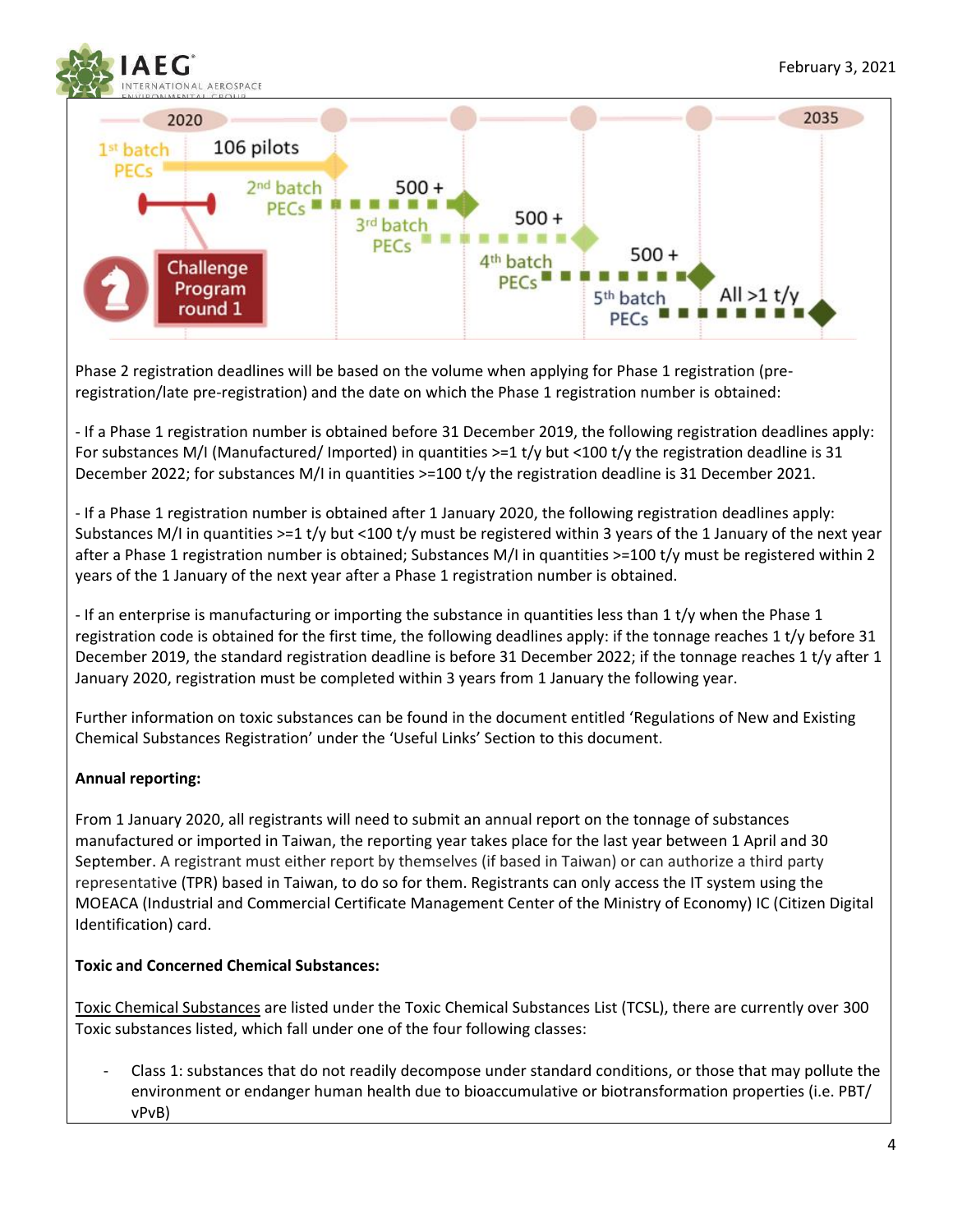2020 | 2035

1st batch PECs — 106 pilots

2nd batch PECs — 500 +

3rd batch PECs — 500 +

4th batch PECs — 500 +

5th batch PECs — All >1 t/y

Challenge Program round 1

Phase 2 registration deadlines will be based on the volume when applying for Phase 1 registration (pre-registration/late pre-registration) and the date on which the Phase 1 registration number is obtained:

- If a Phase 1 registration number is obtained before 31 December 2019, the following registration deadlines apply: For substances M/I (Manufactured/ Imported) in quantities >=1 t/y but <100 t/y the registration deadline is 31 December 2022; for substances M/I in quantities >=100 t/y the registration deadline is 31 December 2021.

- If a Phase 1 registration number is obtained after 1 January 2020, the following registration deadlines apply: Substances M/I in quantities >=1 t/y but <100 t/y must be registered within 3 years of the 1 January of the next year after a Phase 1 registration number is obtained; Substances M/I in quantities >=100 t/y must be registered within 2 years of the 1 January of the next year after a Phase 1 registration number is obtained.

- If an enterprise is manufacturing or importing the substance in quantities less than 1 t/y when the Phase 1 registration code is obtained for the first time, the following deadlines apply: if the tonnage reaches 1 t/y before 31 December 2019, the standard registration deadline is before 31 December 2022; if the tonnage reaches 1 t/y after 1 January 2020, registration must be completed within 3 years from 1 January the following year.

Further information on toxic substances can be found in the document entitled 'Regulations of New and Existing Chemical Substances Registration' under the 'Useful Links' Section to this document.

**Annual reporting:**

From 1 January 2020, all registrants will need to submit an annual report on the tonnage of substances manufactured or imported in Taiwan, the reporting year takes place for the last year between 1 April and 30 September. A registrant must either report by themselves (if based in Taiwan) or can authorize a third party representative (TPR) based in Taiwan, to do so for them. Registrants can only access the IT system using the MOEACA (Industrial and Commercial Certificate Management Center of the Ministry of Economy) IC (Citizen Digital Identification) card.

**Toxic and Concerned Chemical Substances:**

Toxic Chemical Substances are listed under the Toxic Chemical Substances List (TCSL), there are currently over 300 Toxic substances listed, which fall under one of the four following classes:

- Class 1: substances that do not readily decompose under standard conditions, or those that may pollute the environment or endanger human health due to bioaccumulative or biotransformation properties (i.e. PBT/ vPvB)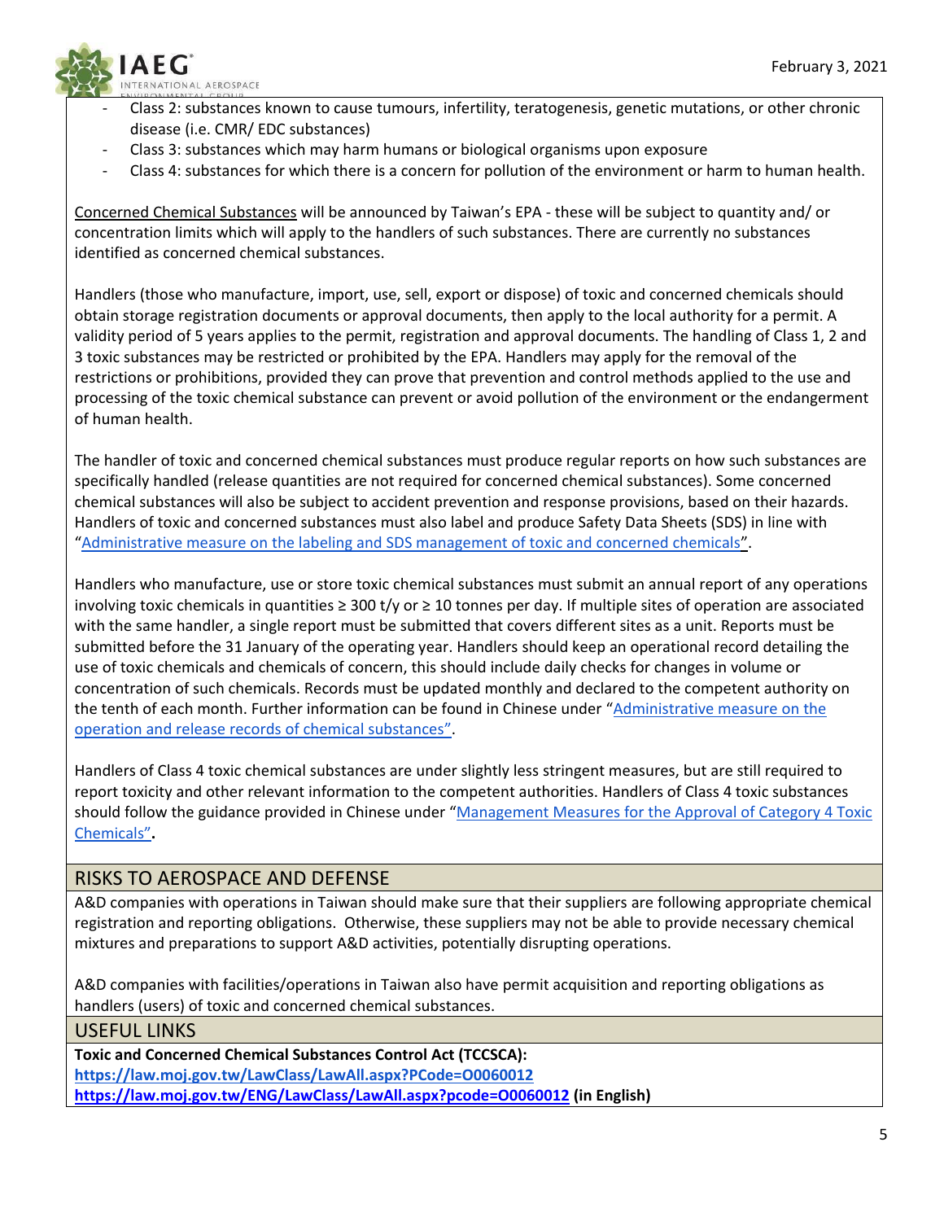- Class 2: substances known to cause tumours, infertility, teratogenesis, genetic mutations, or other chronic disease (i.e. CMR/ EDC substances)
- Class 3: substances which may harm humans or biological organisms upon exposure
- Class 4: substances for which there is a concern for pollution of the environment or harm to human health.

Concerned Chemical Substances will be announced by Taiwan's EPA - these will be subject to quantity and/ or concentration limits which will apply to the handlers of such substances. There are currently no substances identified as concerned chemical substances.

Handlers (those who manufacture, import, use, sell, export or dispose) of toxic and concerned chemicals should obtain storage registration documents or approval documents, then apply to the local authority for a permit. A validity period of 5 years applies to the permit, registration and approval documents. The handling of Class 1, 2 and 3 toxic substances may be restricted or prohibited by the EPA. Handlers may apply for the removal of the restrictions or prohibitions, provided they can prove that prevention and control methods applied to the use and processing of the toxic chemical substance can prevent or avoid pollution of the environment or the endangerment of human health.

The handler of toxic and concerned chemical substances must produce regular reports on how such substances are specifically handled (release quantities are not required for concerned chemical substances). Some concerned chemical substances will also be subject to accident prevention and response provisions, based on their hazards. Handlers of toxic and concerned substances must also label and produce Safety Data Sheets (SDS) in line with "Administrative measure on the labeling and SDS management of toxic and concerned chemicals".

Handlers who manufacture, use or store toxic chemical substances must submit an annual report of any operations involving toxic chemicals in quantities ≥ 300 t/y or ≥ 10 tonnes per day. If multiple sites of operation are associated with the same handler, a single report must be submitted that covers different sites as a unit. Reports must be submitted before the 31 January of the operating year. Handlers should keep an operational record detailing the use of toxic chemicals and chemicals of concern, this should include daily checks for changes in volume or concentration of such chemicals. Records must be updated monthly and declared to the competent authority on the tenth of each month. Further information can be found in Chinese under "Administrative measure on the operation and release records of chemical substances".

Handlers of Class 4 toxic chemical substances are under slightly less stringent measures, but are still required to report toxicity and other relevant information to the competent authorities. Handlers of Class 4 toxic substances should follow the guidance provided in Chinese under "Management Measures for the Approval of Category 4 Toxic Chemicals"**.**

## RISKS TO AEROSPACE AND DEFENSE

A&D companies with operations in Taiwan should make sure that their suppliers are following appropriate chemical registration and reporting obligations. Otherwise, these suppliers may not be able to provide necessary chemical mixtures and preparations to support A&D activities, potentially disrupting operations.

A&D companies with facilities/operations in Taiwan also have permit acquisition and reporting obligations as handlers (users) of toxic and concerned chemical substances.

## USEFUL LINKS

**Toxic and Concerned Chemical Substances Control Act (TCCSCA):**
**https://law.moj.gov.tw/LawClass/LawAll.aspx?PCode=O0060012**
**https://law.moj.gov.tw/ENG/LawClass/LawAll.aspx?pcode=O0060012 (in English)**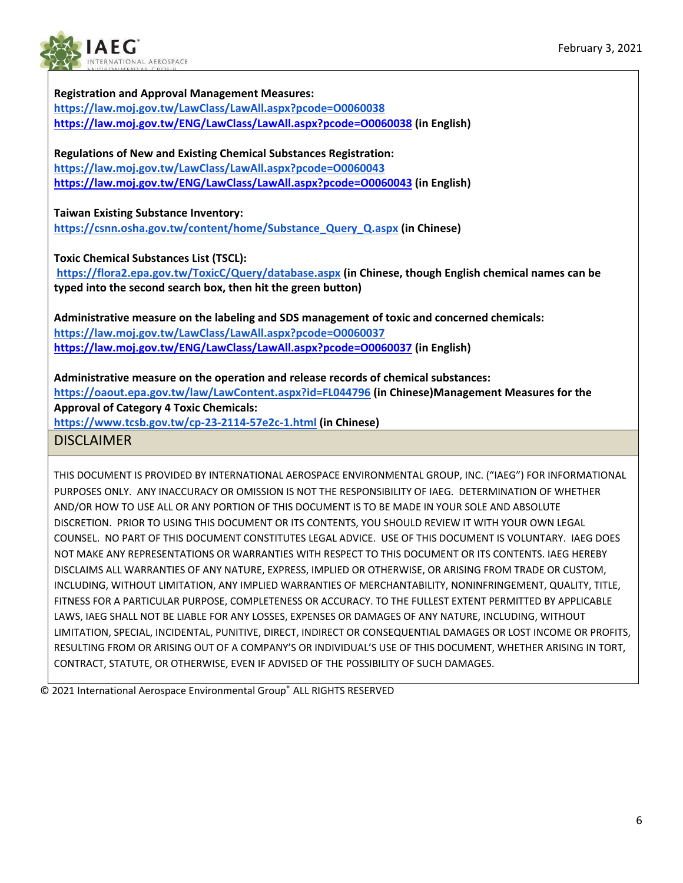**Registration and Approval Management Measures:**
**https://law.moj.gov.tw/LawClass/LawAll.aspx?pcode=O0060038**
**https://law.moj.gov.tw/ENG/LawClass/LawAll.aspx?pcode=O0060038 (in English)**

**Regulations of New and Existing Chemical Substances Registration:**
**https://law.moj.gov.tw/LawClass/LawAll.aspx?pcode=O0060043**
**https://law.moj.gov.tw/ENG/LawClass/LawAll.aspx?pcode=O0060043 (in English)**

**Taiwan Existing Substance Inventory:**
**https://csnn.osha.gov.tw/content/home/Substance_Query_Q.aspx (in Chinese)**

**Toxic Chemical Substances List (TSCL):**
**https://flora2.epa.gov.tw/ToxicC/Query/database.aspx (in Chinese, though English chemical names can be typed into the second search box, then hit the green button)**

**Administrative measure on the labeling and SDS management of toxic and concerned chemicals:**
**https://law.moj.gov.tw/LawClass/LawAll.aspx?pcode=O0060037**
**https://law.moj.gov.tw/ENG/LawClass/LawAll.aspx?pcode=O0060037 (in English)**

**Administrative measure on the operation and release records of chemical substances:**
**https://oaout.epa.gov.tw/law/LawContent.aspx?id=FL044796 (in Chinese)Management Measures for the Approval of Category 4 Toxic Chemicals:**
**https://www.tcsb.gov.tw/cp-23-2114-57e2c-1.html (in Chinese)**

## DISCLAIMER

THIS DOCUMENT IS PROVIDED BY INTERNATIONAL AEROSPACE ENVIRONMENTAL GROUP, INC. ("IAEG") FOR INFORMATIONAL PURPOSES ONLY. ANY INACCURACY OR OMISSION IS NOT THE RESPONSIBILITY OF IAEG. DETERMINATION OF WHETHER AND/OR HOW TO USE ALL OR ANY PORTION OF THIS DOCUMENT IS TO BE MADE IN YOUR SOLE AND ABSOLUTE DISCRETION. PRIOR TO USING THIS DOCUMENT OR ITS CONTENTS, YOU SHOULD REVIEW IT WITH YOUR OWN LEGAL COUNSEL. NO PART OF THIS DOCUMENT CONSTITUTES LEGAL ADVICE. USE OF THIS DOCUMENT IS VOLUNTARY. IAEG DOES NOT MAKE ANY REPRESENTATIONS OR WARRANTIES WITH RESPECT TO THIS DOCUMENT OR ITS CONTENTS. IAEG HEREBY DISCLAIMS ALL WARRANTIES OF ANY NATURE, EXPRESS, IMPLIED OR OTHERWISE, OR ARISING FROM TRADE OR CUSTOM, INCLUDING, WITHOUT LIMITATION, ANY IMPLIED WARRANTIES OF MERCHANTABILITY, NONINFRINGEMENT, QUALITY, TITLE, FITNESS FOR A PARTICULAR PURPOSE, COMPLETENESS OR ACCURACY. TO THE FULLEST EXTENT PERMITTED BY APPLICABLE LAWS, IAEG SHALL NOT BE LIABLE FOR ANY LOSSES, EXPENSES OR DAMAGES OF ANY NATURE, INCLUDING, WITHOUT LIMITATION, SPECIAL, INCIDENTAL, PUNITIVE, DIRECT, INDIRECT OR CONSEQUENTIAL DAMAGES OR LOST INCOME OR PROFITS, RESULTING FROM OR ARISING OUT OF A COMPANY'S OR INDIVIDUAL'S USE OF THIS DOCUMENT, WHETHER ARISING IN TORT, CONTRACT, STATUTE, OR OTHERWISE, EVEN IF ADVISED OF THE POSSIBILITY OF SUCH DAMAGES.

© 2021 International Aerospace Environmental Group® ALL RIGHTS RESERVED